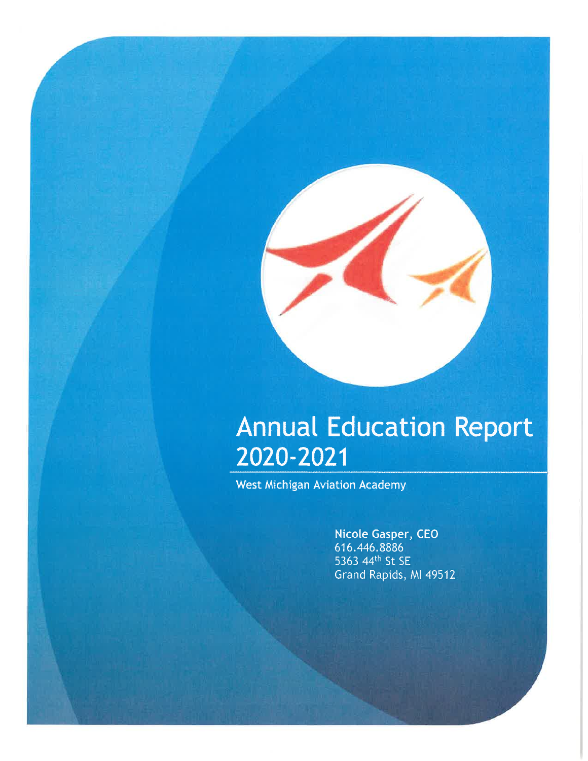# Annual Education Report 2020-2021

West Michigan Aviation Academy

**Nicole Gasper, CEO**
616.446.8886
5363 44th St SE
Grand Rapids, MI 49512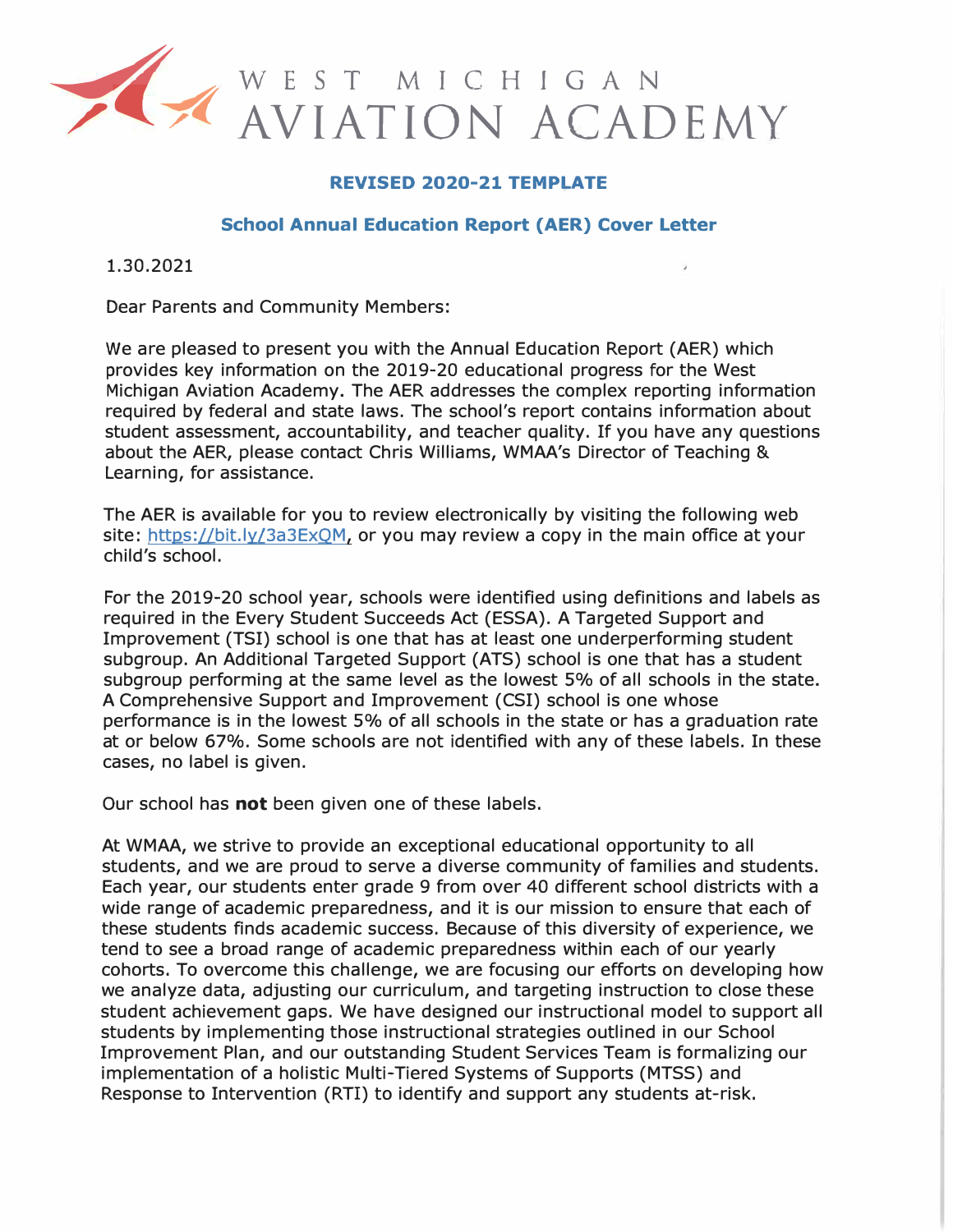# WEST MICHIGAN AVIATION ACADEMY

**REVISED 2020-21 TEMPLATE**

**School Annual Education Report (AER) Cover Letter**

1.30.2021

Dear Parents and Community Members:

We are pleased to present you with the Annual Education Report (AER) which provides key information on the 2019-20 educational progress for the West Michigan Aviation Academy. The AER addresses the complex reporting information required by federal and state laws. The school's report contains information about student assessment, accountability, and teacher quality. If you have any questions about the AER, please contact Chris Williams, WMAA's Director of Teaching & Learning, for assistance.

The AER is available for you to review electronically by visiting the following web site: https://bit.ly/3a3ExQM, or you may review a copy in the main office at your child's school.

For the 2019-20 school year, schools were identified using definitions and labels as required in the Every Student Succeeds Act (ESSA). A Targeted Support and Improvement (TSI) school is one that has at least one underperforming student subgroup. An Additional Targeted Support (ATS) school is one that has a student subgroup performing at the same level as the lowest 5% of all schools in the state. A Comprehensive Support and Improvement (CSI) school is one whose performance is in the lowest 5% of all schools in the state or has a graduation rate at or below 67%. Some schools are not identified with any of these labels. In these cases, no label is given.

Our school has **not** been given one of these labels.

At WMAA, we strive to provide an exceptional educational opportunity to all students, and we are proud to serve a diverse community of families and students. Each year, our students enter grade 9 from over 40 different school districts with a wide range of academic preparedness, and it is our mission to ensure that each of these students finds academic success. Because of this diversity of experience, we tend to see a broad range of academic preparedness within each of our yearly cohorts. To overcome this challenge, we are focusing our efforts on developing how we analyze data, adjusting our curriculum, and targeting instruction to close these student achievement gaps. We have designed our instructional model to support all students by implementing those instructional strategies outlined in our School Improvement Plan, and our outstanding Student Services Team is formalizing our implementation of a holistic Multi-Tiered Systems of Supports (MTSS) and Response to Intervention (RTI) to identify and support any students at-risk.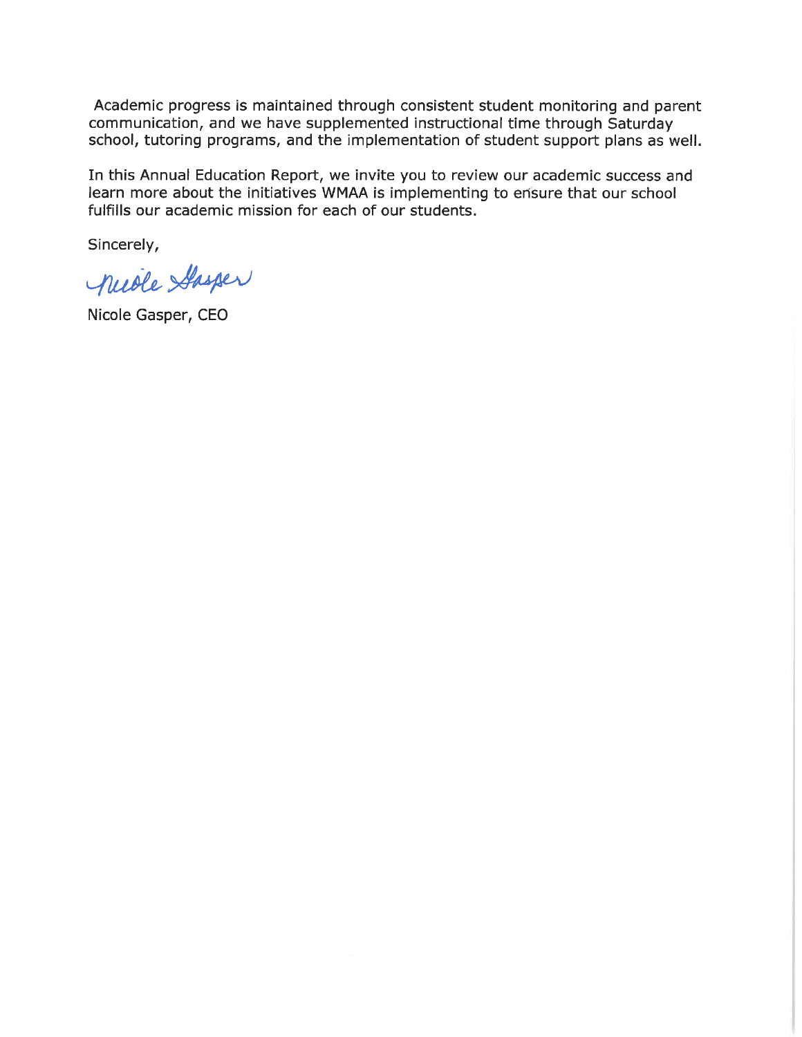Academic progress is maintained through consistent student monitoring and parent communication, and we have supplemented instructional time through Saturday school, tutoring programs, and the implementation of student support plans as well.

In this Annual Education Report, we invite you to review our academic success and learn more about the initiatives WMAA is implementing to ensure that our school fulfills our academic mission for each of our students.

Sincerely,

Nicole Gasper

Nicole Gasper, CEO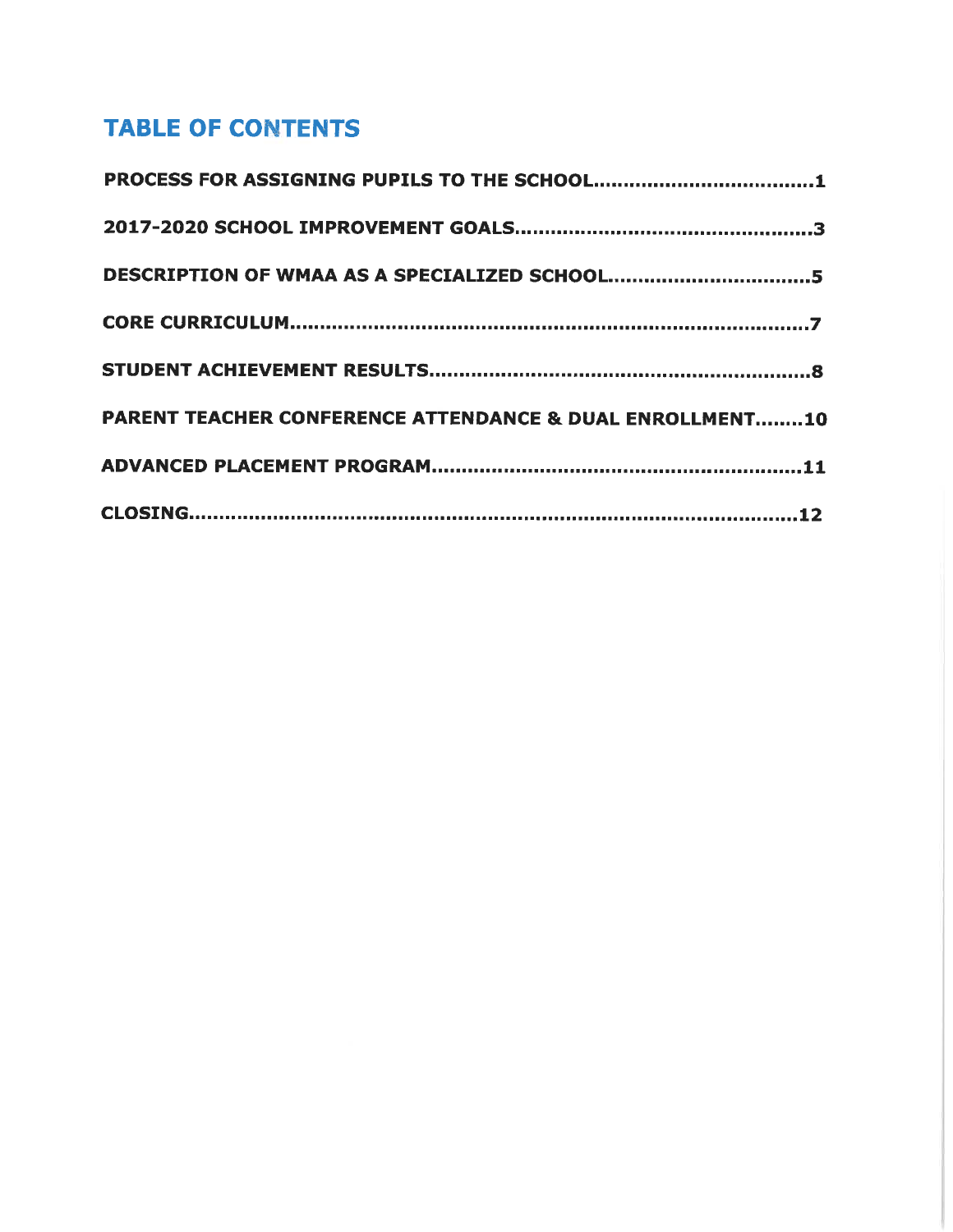# TABLE OF CONTENTS

**PROCESS FOR ASSIGNING PUPILS TO THE SCHOOL....................................1**

**2017-2020 SCHOOL IMPROVEMENT GOALS................................................3**

**DESCRIPTION OF WMAA AS A SPECIALIZED SCHOOL.................................5**

**CORE CURRICULUM......................................................................................7**

**STUDENT ACHIEVEMENT RESULTS...............................................................8**

**PARENT TEACHER CONFERENCE ATTENDANCE & DUAL ENROLLMENT........10**

**ADVANCED PLACEMENT PROGRAM.............................................................11**

**CLOSING.....................................................................................................12**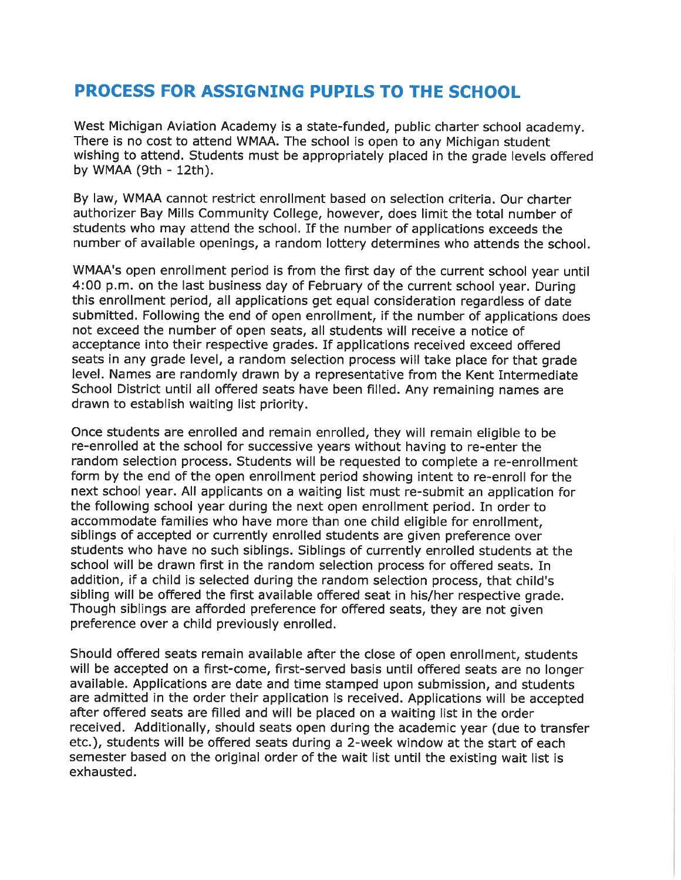# PROCESS FOR ASSIGNING PUPILS TO THE SCHOOL

West Michigan Aviation Academy is a state-funded, public charter school academy. There is no cost to attend WMAA. The school is open to any Michigan student wishing to attend. Students must be appropriately placed in the grade levels offered by WMAA (9th - 12th).

By law, WMAA cannot restrict enrollment based on selection criteria. Our charter authorizer Bay Mills Community College, however, does limit the total number of students who may attend the school. If the number of applications exceeds the number of available openings, a random lottery determines who attends the school.

WMAA's open enrollment period is from the first day of the current school year until 4:00 p.m. on the last business day of February of the current school year. During this enrollment period, all applications get equal consideration regardless of date submitted. Following the end of open enrollment, if the number of applications does not exceed the number of open seats, all students will receive a notice of acceptance into their respective grades. If applications received exceed offered seats in any grade level, a random selection process will take place for that grade level. Names are randomly drawn by a representative from the Kent Intermediate School District until all offered seats have been filled. Any remaining names are drawn to establish waiting list priority.

Once students are enrolled and remain enrolled, they will remain eligible to be re-enrolled at the school for successive years without having to re-enter the random selection process. Students will be requested to complete a re-enrollment form by the end of the open enrollment period showing intent to re-enroll for the next school year. All applicants on a waiting list must re-submit an application for the following school year during the next open enrollment period. In order to accommodate families who have more than one child eligible for enrollment, siblings of accepted or currently enrolled students are given preference over students who have no such siblings. Siblings of currently enrolled students at the school will be drawn first in the random selection process for offered seats. In addition, if a child is selected during the random selection process, that child's sibling will be offered the first available offered seat in his/her respective grade. Though siblings are afforded preference for offered seats, they are not given preference over a child previously enrolled.

Should offered seats remain available after the close of open enrollment, students will be accepted on a first-come, first-served basis until offered seats are no longer available. Applications are date and time stamped upon submission, and students are admitted in the order their application is received. Applications will be accepted after offered seats are filled and will be placed on a waiting list in the order received. Additionally, should seats open during the academic year (due to transfer etc.), students will be offered seats during a 2-week window at the start of each semester based on the original order of the wait list until the existing wait list is exhausted.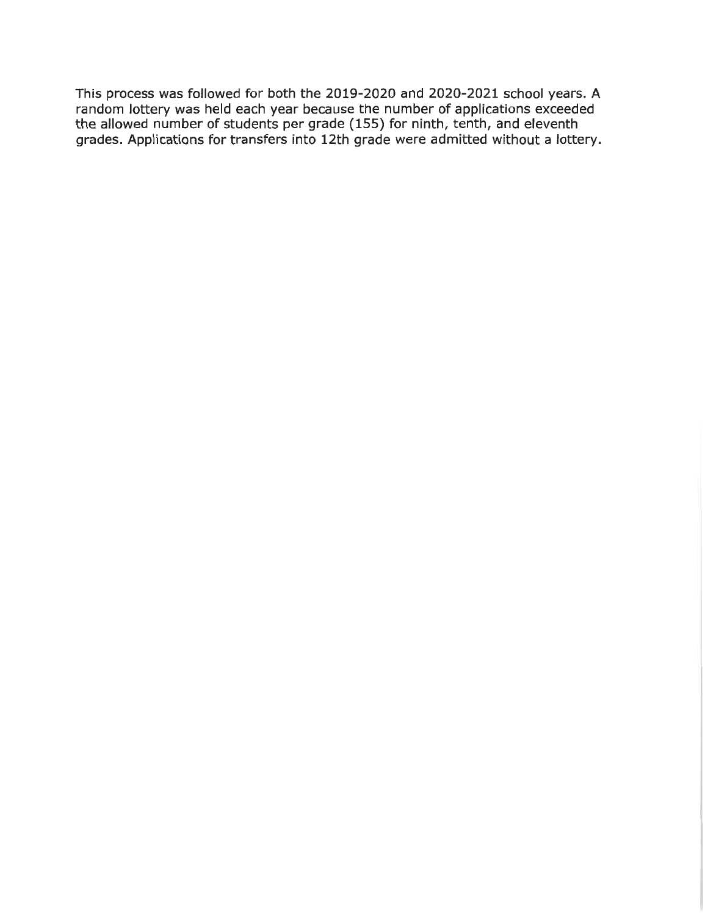This process was followed for both the 2019-2020 and 2020-2021 school years. A random lottery was held each year because the number of applications exceeded the allowed number of students per grade (155) for ninth, tenth, and eleventh grades. Applications for transfers into 12th grade were admitted without a lottery.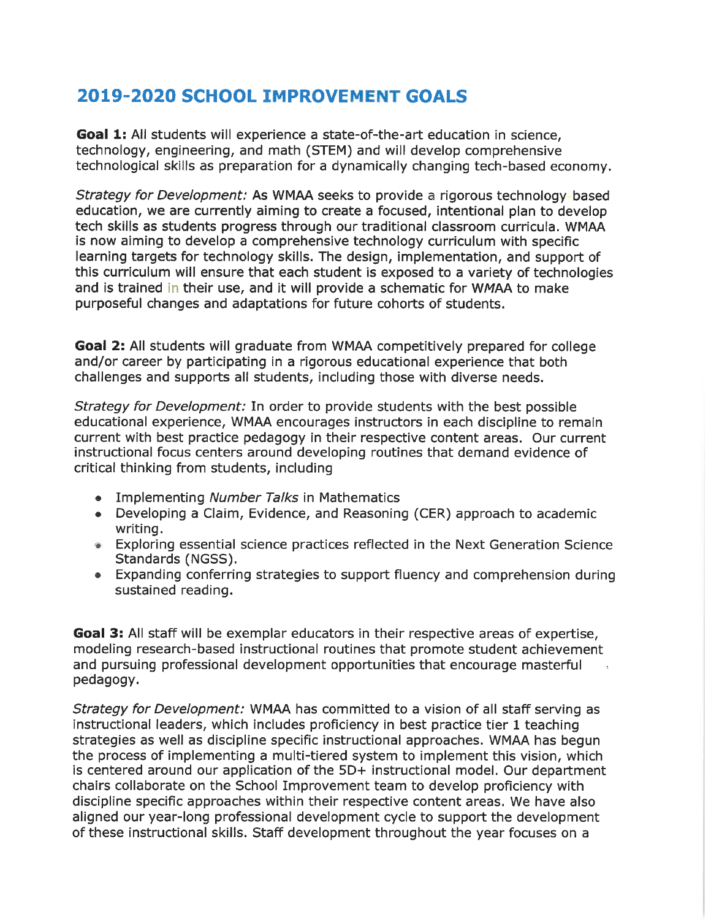# 2019-2020 SCHOOL IMPROVEMENT GOALS

**Goal 1:** All students will experience a state-of-the-art education in science, technology, engineering, and math (STEM) and will develop comprehensive technological skills as preparation for a dynamically changing tech-based economy.

*Strategy for Development:* As WMAA seeks to provide a rigorous technology based education, we are currently aiming to create a focused, intentional plan to develop tech skills as students progress through our traditional classroom curricula. WMAA is now aiming to develop a comprehensive technology curriculum with specific learning targets for technology skills. The design, implementation, and support of this curriculum will ensure that each student is exposed to a variety of technologies and is trained in their use, and it will provide a schematic for WMAA to make purposeful changes and adaptations for future cohorts of students.

**Goal 2:** All students will graduate from WMAA competitively prepared for college and/or career by participating in a rigorous educational experience that both challenges and supports all students, including those with diverse needs.

*Strategy for Development:* In order to provide students with the best possible educational experience, WMAA encourages instructors in each discipline to remain current with best practice pedagogy in their respective content areas. Our current instructional focus centers around developing routines that demand evidence of critical thinking from students, including

- Implementing *Number Talks* in Mathematics
- Developing a Claim, Evidence, and Reasoning (CER) approach to academic writing.
- Exploring essential science practices reflected in the Next Generation Science Standards (NGSS).
- Expanding conferring strategies to support fluency and comprehension during sustained reading.

**Goal 3:** All staff will be exemplar educators in their respective areas of expertise, modeling research-based instructional routines that promote student achievement and pursuing professional development opportunities that encourage masterful pedagogy.

*Strategy for Development:* WMAA has committed to a vision of all staff serving as instructional leaders, which includes proficiency in best practice tier 1 teaching strategies as well as discipline specific instructional approaches. WMAA has begun the process of implementing a multi-tiered system to implement this vision, which is centered around our application of the 5D+ instructional model. Our department chairs collaborate on the School Improvement team to develop proficiency with discipline specific approaches within their respective content areas. We have also aligned our year-long professional development cycle to support the development of these instructional skills. Staff development throughout the year focuses on a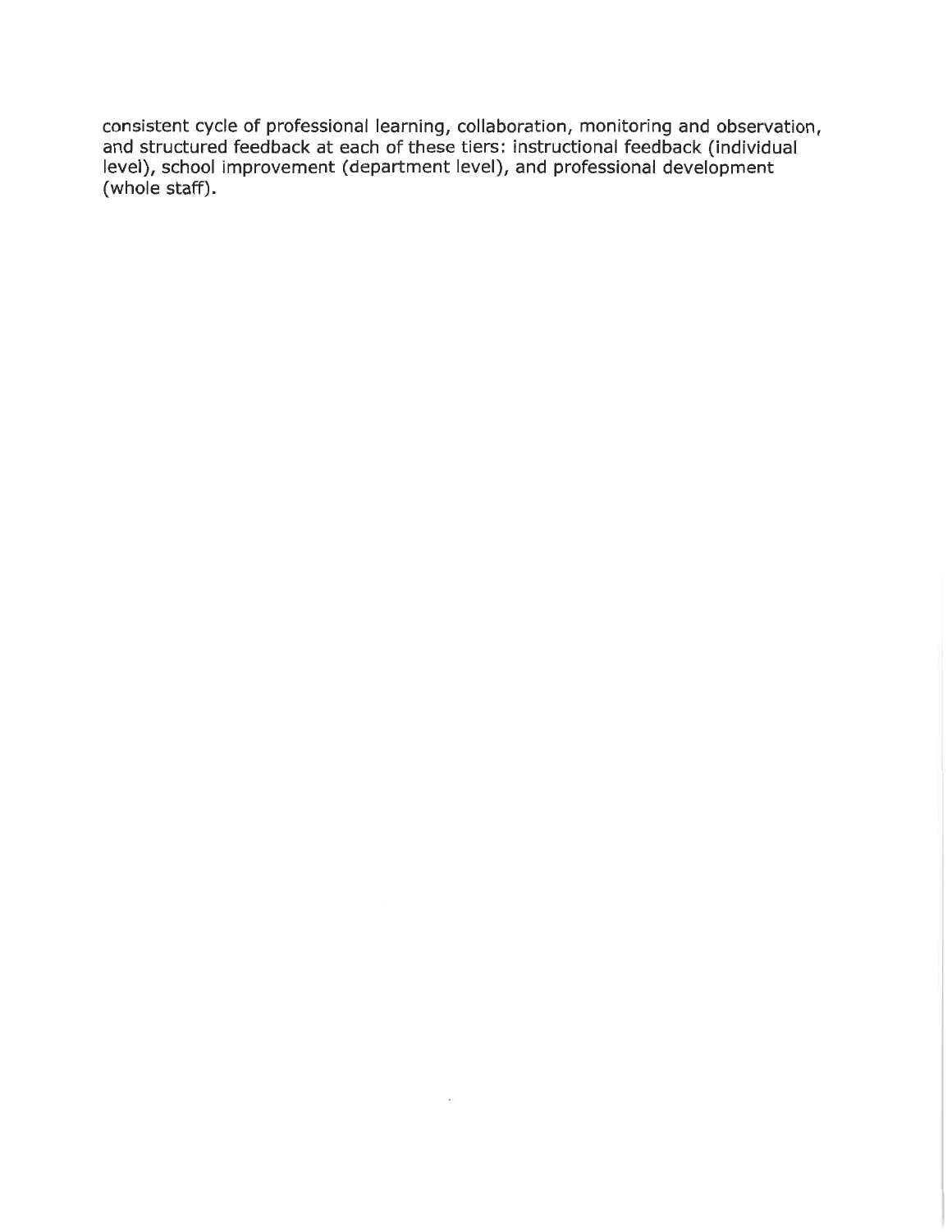consistent cycle of professional learning, collaboration, monitoring and observation, and structured feedback at each of these tiers: instructional feedback (individual level), school improvement (department level), and professional development (whole staff).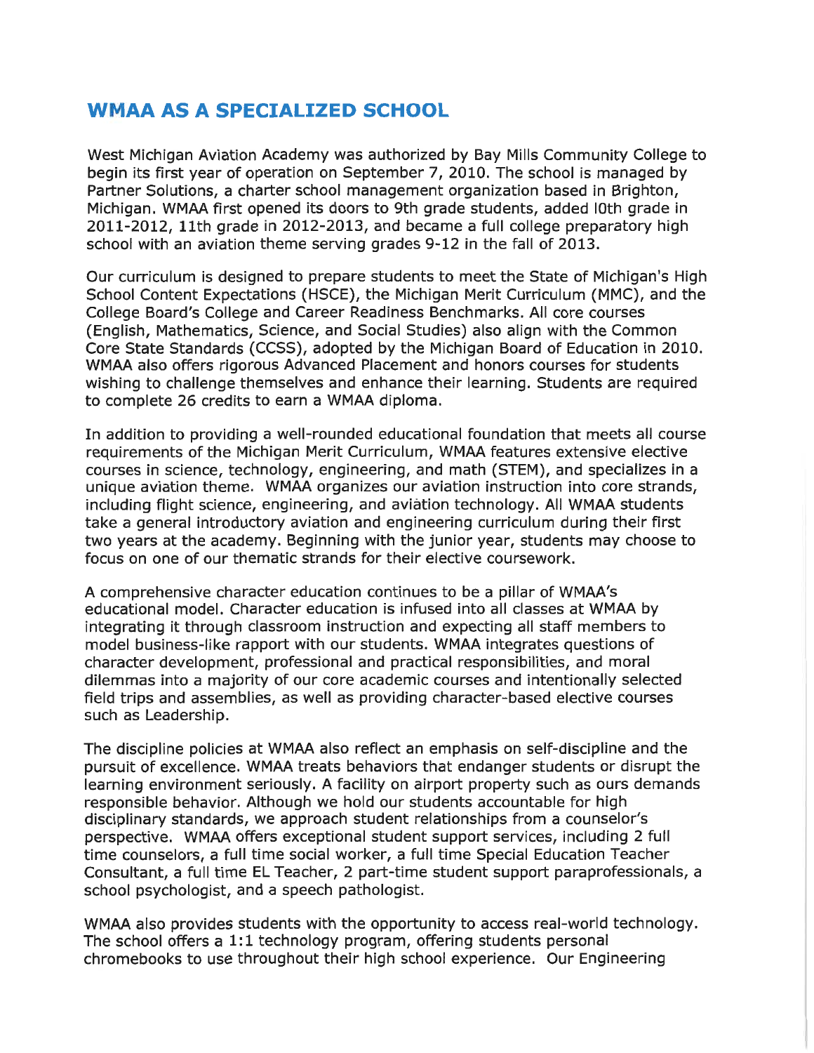## WMAA AS A SPECIALIZED SCHOOL

West Michigan Aviation Academy was authorized by Bay Mills Community College to begin its first year of operation on September 7, 2010. The school is managed by Partner Solutions, a charter school management organization based in Brighton, Michigan. WMAA first opened its doors to 9th grade students, added l0th grade in 2011-2012, 11th grade in 2012-2013, and became a full college preparatory high school with an aviation theme serving grades 9-12 in the fall of 2013.

Our curriculum is designed to prepare students to meet the State of Michigan's High School Content Expectations (HSCE), the Michigan Merit Curriculum (MMC), and the College Board's College and Career Readiness Benchmarks. All core courses (English, Mathematics, Science, and Social Studies) also align with the Common Core State Standards (CCSS), adopted by the Michigan Board of Education in 2010. WMAA also offers rigorous Advanced Placement and honors courses for students wishing to challenge themselves and enhance their learning. Students are required to complete 26 credits to earn a WMAA diploma.

In addition to providing a well-rounded educational foundation that meets all course requirements of the Michigan Merit Curriculum, WMAA features extensive elective courses in science, technology, engineering, and math (STEM), and specializes in a unique aviation theme. WMAA organizes our aviation instruction into core strands, including flight science, engineering, and aviation technology. All WMAA students take a general introductory aviation and engineering curriculum during their first two years at the academy. Beginning with the junior year, students may choose to focus on one of our thematic strands for their elective coursework.

A comprehensive character education continues to be a pillar of WMAA's educational model. Character education is infused into all classes at WMAA by integrating it through classroom instruction and expecting all staff members to model business-like rapport with our students. WMAA integrates questions of character development, professional and practical responsibilities, and moral dilemmas into a majority of our core academic courses and intentionally selected field trips and assemblies, as well as providing character-based elective courses such as Leadership.

The discipline policies at WMAA also reflect an emphasis on self-discipline and the pursuit of excellence. WMAA treats behaviors that endanger students or disrupt the learning environment seriously. A facility on airport property such as ours demands responsible behavior. Although we hold our students accountable for high disciplinary standards, we approach student relationships from a counselor's perspective. WMAA offers exceptional student support services, including 2 full time counselors, a full time social worker, a full time Special Education Teacher Consultant, a full time EL Teacher, 2 part-time student support paraprofessionals, a school psychologist, and a speech pathologist.

WMAA also provides students with the opportunity to access real-world technology. The school offers a 1:1 technology program, offering students personal chromebooks to use throughout their high school experience. Our Engineering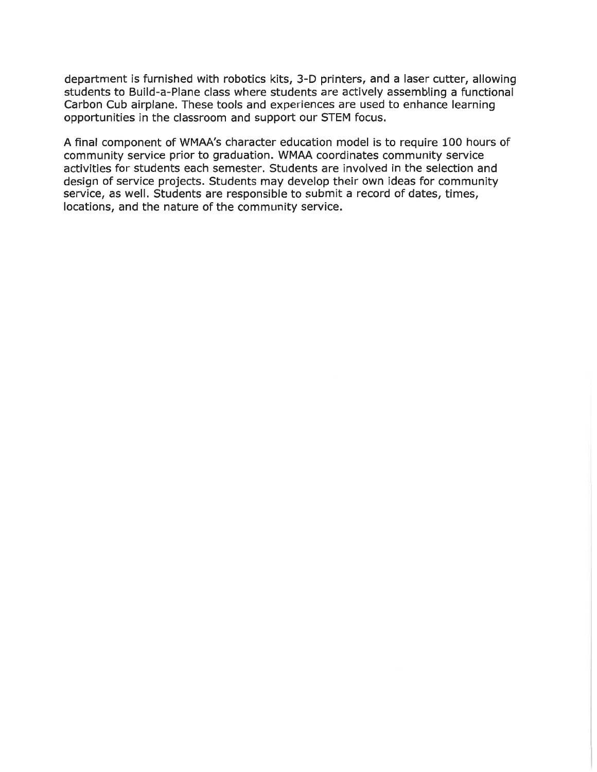department is furnished with robotics kits, 3-D printers, and a laser cutter, allowing students to Build-a-Plane class where students are actively assembling a functional Carbon Cub airplane. These tools and experiences are used to enhance learning opportunities in the classroom and support our STEM focus.

A final component of WMAA's character education model is to require 100 hours of community service prior to graduation. WMAA coordinates community service activities for students each semester. Students are involved in the selection and design of service projects. Students may develop their own ideas for community service, as well. Students are responsible to submit a record of dates, times, locations, and the nature of the community service.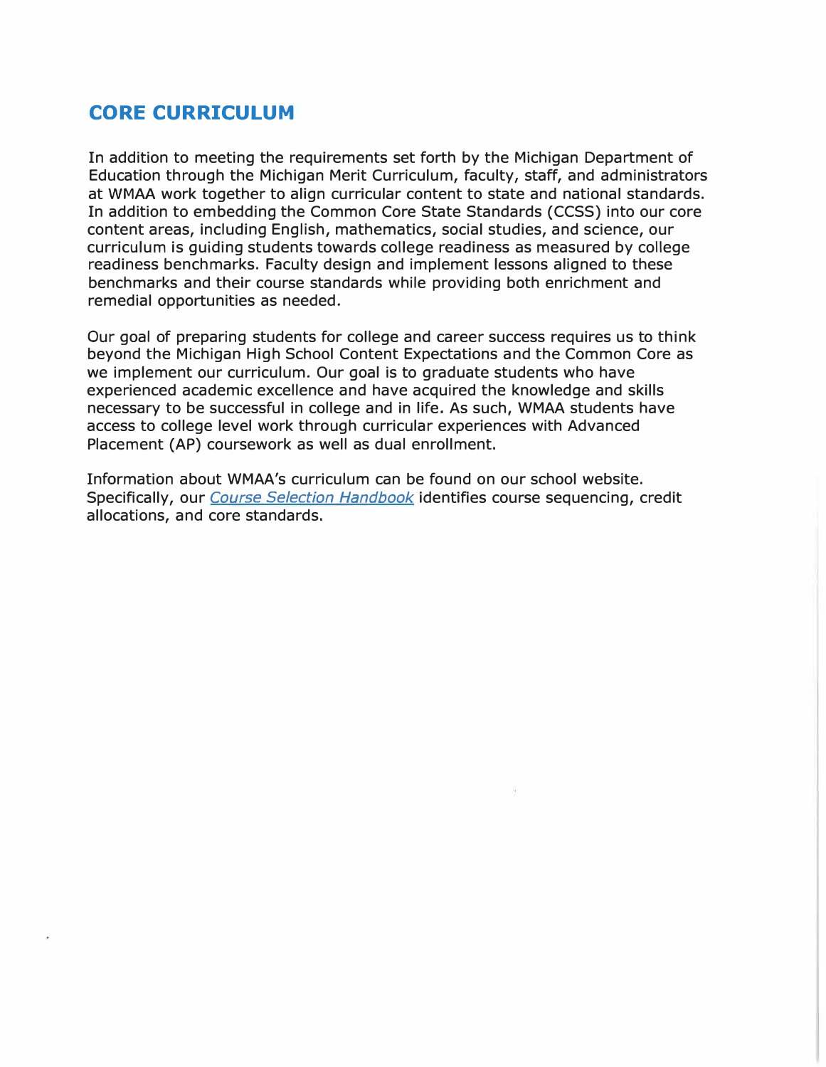## CORE CURRICULUM

In addition to meeting the requirements set forth by the Michigan Department of Education through the Michigan Merit Curriculum, faculty, staff, and administrators at WMAA work together to align curricular content to state and national standards. In addition to embedding the Common Core State Standards (CCSS) into our core content areas, including English, mathematics, social studies, and science, our curriculum is guiding students towards college readiness as measured by college readiness benchmarks. Faculty design and implement lessons aligned to these benchmarks and their course standards while providing both enrichment and remedial opportunities as needed.

Our goal of preparing students for college and career success requires us to think beyond the Michigan High School Content Expectations and the Common Core as we implement our curriculum. Our goal is to graduate students who have experienced academic excellence and have acquired the knowledge and skills necessary to be successful in college and in life. As such, WMAA students have access to college level work through curricular experiences with Advanced Placement (AP) coursework as well as dual enrollment.

Information about WMAA's curriculum can be found on our school website. Specifically, our *Course Selection Handbook* identifies course sequencing, credit allocations, and core standards.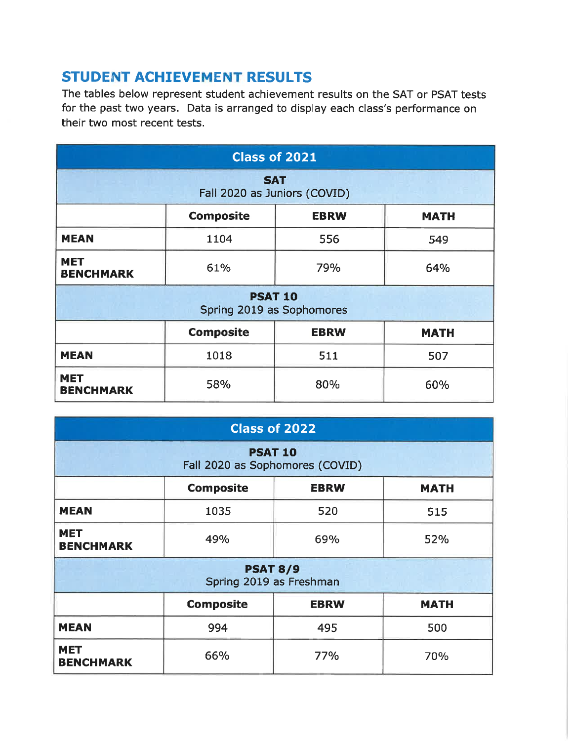## STUDENT ACHIEVEMENT RESULTS

The tables below represent student achievement results on the SAT or PSAT tests for the past two years. Data is arranged to display each class's performance on their two most recent tests.

| Class of 2021 | | | |
|---|---|---|---|
| **SAT** Fall 2020 as Juniors (COVID) | | | |
| | **Composite** | **EBRW** | **MATH** |
| **MEAN** | 1104 | 556 | 549 |
| **MET BENCHMARK** | 61% | 79% | 64% |
| **PSAT 10** Spring 2019 as Sophomores | | | |
| | **Composite** | **EBRW** | **MATH** |
| **MEAN** | 1018 | 511 | 507 |
| **MET BENCHMARK** | 58% | 80% | 60% |

| Class of 2022 | | | |
|---|---|---|---|
| **PSAT 10** Fall 2020 as Sophomores (COVID) | | | |
| | **Composite** | **EBRW** | **MATH** |
| **MEAN** | 1035 | 520 | 515 |
| **MET BENCHMARK** | 49% | 69% | 52% |
| **PSAT 8/9** Spring 2019 as Freshman | | | |
| | **Composite** | **EBRW** | **MATH** |
| **MEAN** | 994 | 495 | 500 |
| **MET BENCHMARK** | 66% | 77% | 70% |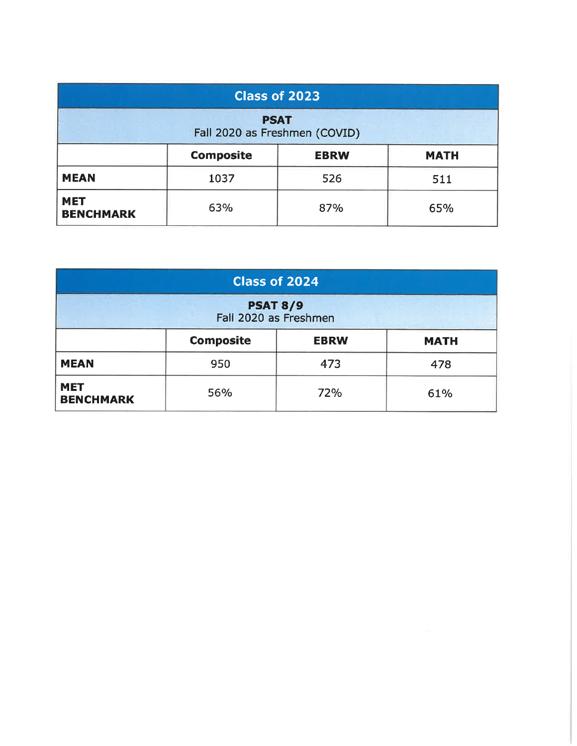| Class of 2023 | | | |
|---|---|---|---|
| **PSAT**<br>Fall 2020 as Freshmen (COVID) | | | |
| | **Composite** | **EBRW** | **MATH** |
| **MEAN** | 1037 | 526 | 511 |
| **MET BENCHMARK** | 63% | 87% | 65% |

| Class of 2024 | | | |
|---|---|---|---|
| **PSAT 8/9**<br>Fall 2020 as Freshmen | | | |
| | **Composite** | **EBRW** | **MATH** |
| **MEAN** | 950 | 473 | 478 |
| **MET BENCHMARK** | 56% | 72% | 61% |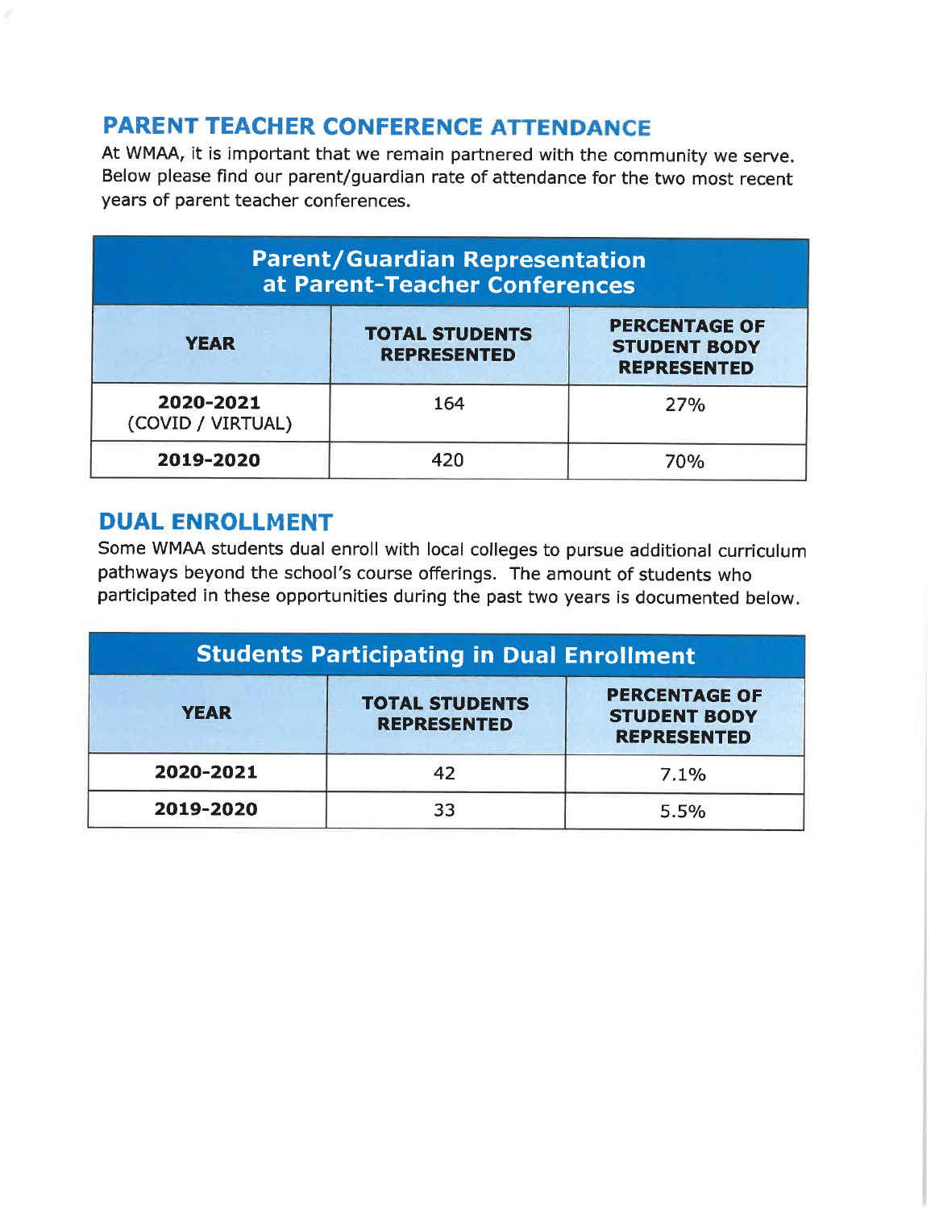## PARENT TEACHER CONFERENCE ATTENDANCE

At WMAA, it is important that we remain partnered with the community we serve. Below please find our parent/guardian rate of attendance for the two most recent years of parent teacher conferences.

| Parent/Guardian Representation at Parent-Teacher Conferences | | |
|---|---|---|
| **YEAR** | **TOTAL STUDENTS REPRESENTED** | **PERCENTAGE OF STUDENT BODY REPRESENTED** |
| **2020-2021** (COVID / VIRTUAL) | 164 | 27% |
| **2019-2020** | 420 | 70% |

## DUAL ENROLLMENT

Some WMAA students dual enroll with local colleges to pursue additional curriculum pathways beyond the school's course offerings. The amount of students who participated in these opportunities during the past two years is documented below.

| Students Participating in Dual Enrollment | | |
|---|---|---|
| **YEAR** | **TOTAL STUDENTS REPRESENTED** | **PERCENTAGE OF STUDENT BODY REPRESENTED** |
| **2020-2021** | 42 | 7.1% |
| **2019-2020** | 33 | 5.5% |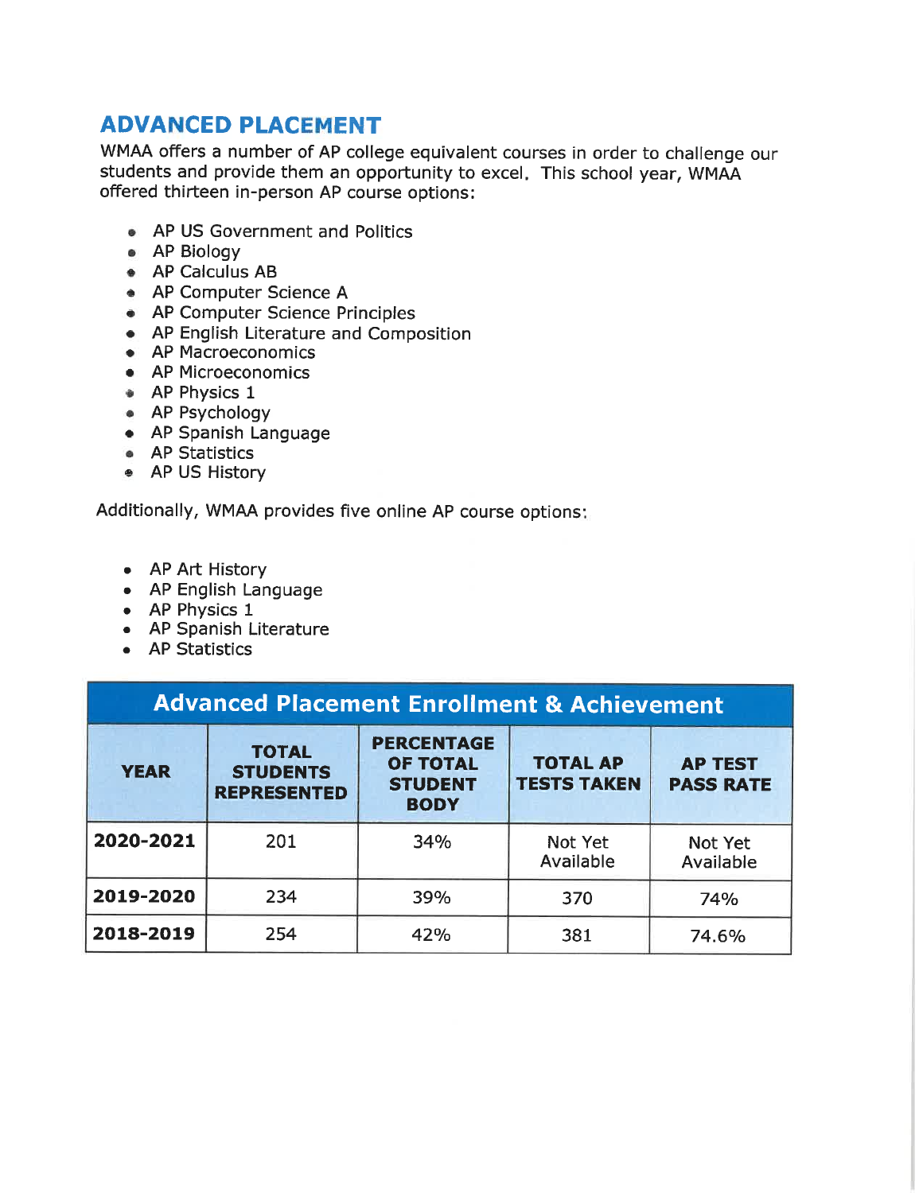## ADVANCED PLACEMENT

WMAA offers a number of AP college equivalent courses in order to challenge our students and provide them an opportunity to excel. This school year, WMAA offered thirteen in-person AP course options:

- AP US Government and Politics
- AP Biology
- AP Calculus AB
- AP Computer Science A
- AP Computer Science Principles
- AP English Literature and Composition
- AP Macroeconomics
- AP Microeconomics
- AP Physics 1
- AP Psychology
- AP Spanish Language
- AP Statistics
- AP US History

Additionally, WMAA provides five online AP course options:

- AP Art History
- AP English Language
- AP Physics 1
- AP Spanish Literature
- AP Statistics

| Advanced Placement Enrollment & Achievement | | | | |
|---|---|---|---|---|
| **YEAR** | **TOTAL STUDENTS REPRESENTED** | **PERCENTAGE OF TOTAL STUDENT BODY** | **TOTAL AP TESTS TAKEN** | **AP TEST PASS RATE** |
| **2020-2021** | 201 | 34% | Not Yet Available | Not Yet Available |
| **2019-2020** | 234 | 39% | 370 | 74% |
| **2018-2019** | 254 | 42% | 381 | 74.6% |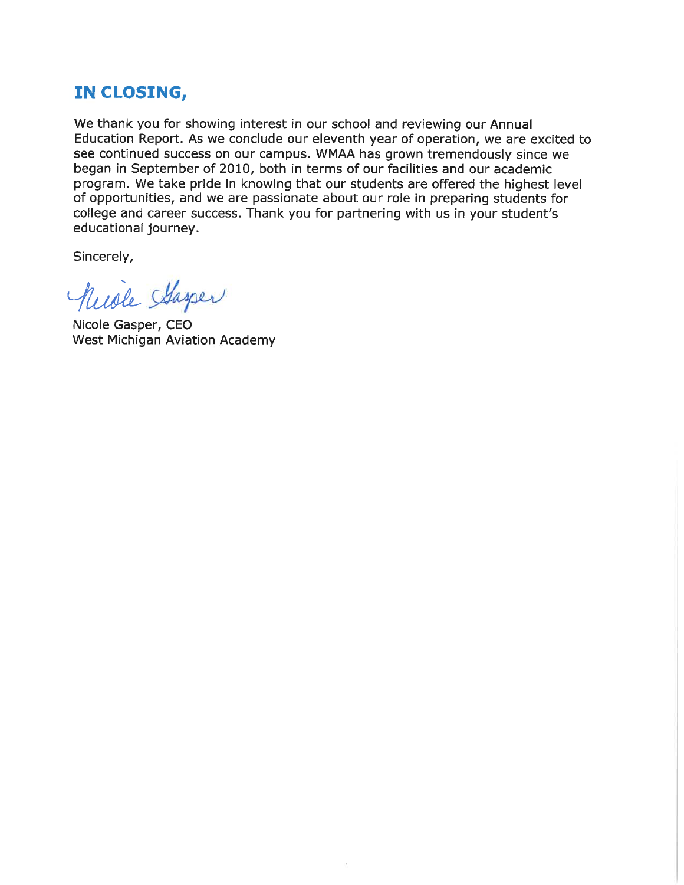## IN CLOSING,

We thank you for showing interest in our school and reviewing our Annual Education Report. As we conclude our eleventh year of operation, we are excited to see continued success on our campus. WMAA has grown tremendously since we began in September of 2010, both in terms of our facilities and our academic program. We take pride in knowing that our students are offered the highest level of opportunities, and we are passionate about our role in preparing students for college and career success. Thank you for partnering with us in your student's educational journey.

Sincerely,

Nicole Gasper

Nicole Gasper, CEO
West Michigan Aviation Academy